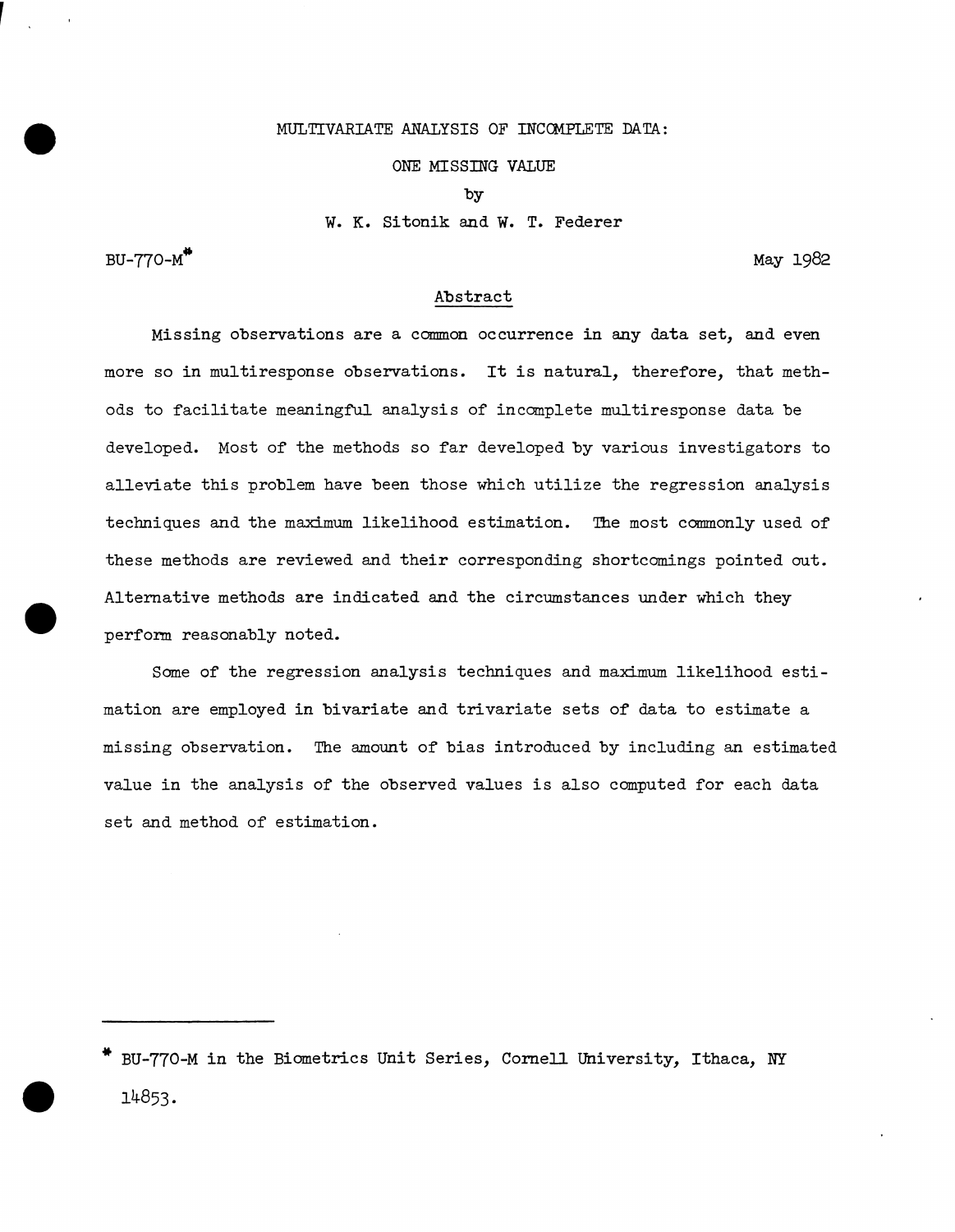# MULTIVARIATE ANALYSIS OF INCOMPLETE DATA:

## ONE MISSING VALUE

by

W. K. Sitonik and W. T. Federer

BU-770-M* May 1982

### Abstract

Missing observations are a common occurrence in any data set, and even more so in multiresponse observations. It is natural, therefore, that methods to facilitate meaningful analysis of incomplete multiresponse data be developed. Most of the methods so far developed by various investigators to alleviate this problem have been those which utilize the regression analysis techniques and the maximum likelihood estimation. The most commonly used of these methods are reviewed and their corresponding shortcomings pointed out. Alternative methods are indicated and the circumstances under which they perform reasonably noted.

Some of the regression analysis techniques and maximum likelihood estimation are employed in bivariate and trivariate sets of data to estimate a missing observation. The amount of bias introduced by including an estimated value in the analysis of the observed values is also computed for each data set and method of estimation.

---

* BU-770-M in the Biometrics Unit Series, Cornell University, Ithaca, NY 14853.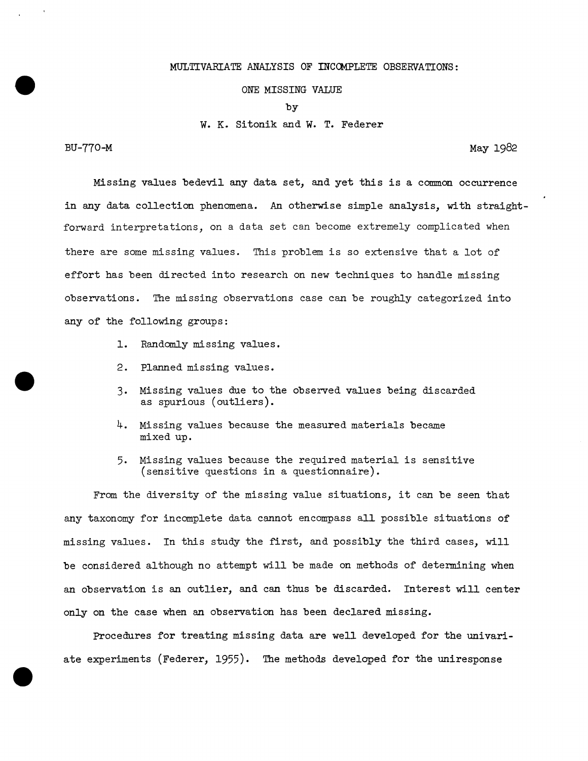MULTIVARIATE ANALYSIS OF INCOMPLETE OBSERVATIONS:

ONE MISSING VALUE

by

W. K. Sitonik and W. T. Federer

BU-770-M

May 1982

Missing values bedevil any data set, and yet this is a common occurrence in any data collection phenomena. An otherwise simple analysis, with straightforward interpretations, on a data set can become extremely complicated when there are some missing values. This problem is so extensive that a lot of effort has been directed into research on new techniques to handle missing observations. The missing observations case can be roughly categorized into any of the following groups:

1. Randomly missing values.
2. Planned missing values.
3. Missing values due to the observed values being discarded as spurious (outliers).
4. Missing values because the measured materials became mixed up.
5. Missing values because the required material is sensitive (sensitive questions in a questionnaire).

From the diversity of the missing value situations, it can be seen that any taxonomy for incomplete data cannot encompass all possible situations of missing values. In this study the first, and possibly the third cases, will be considered although no attempt will be made on methods of determining when an observation is an outlier, and can thus be discarded. Interest will center only on the case when an observation has been declared missing.

Procedures for treating missing data are well developed for the univariate experiments (Federer, 1955). The methods developed for the uniresponse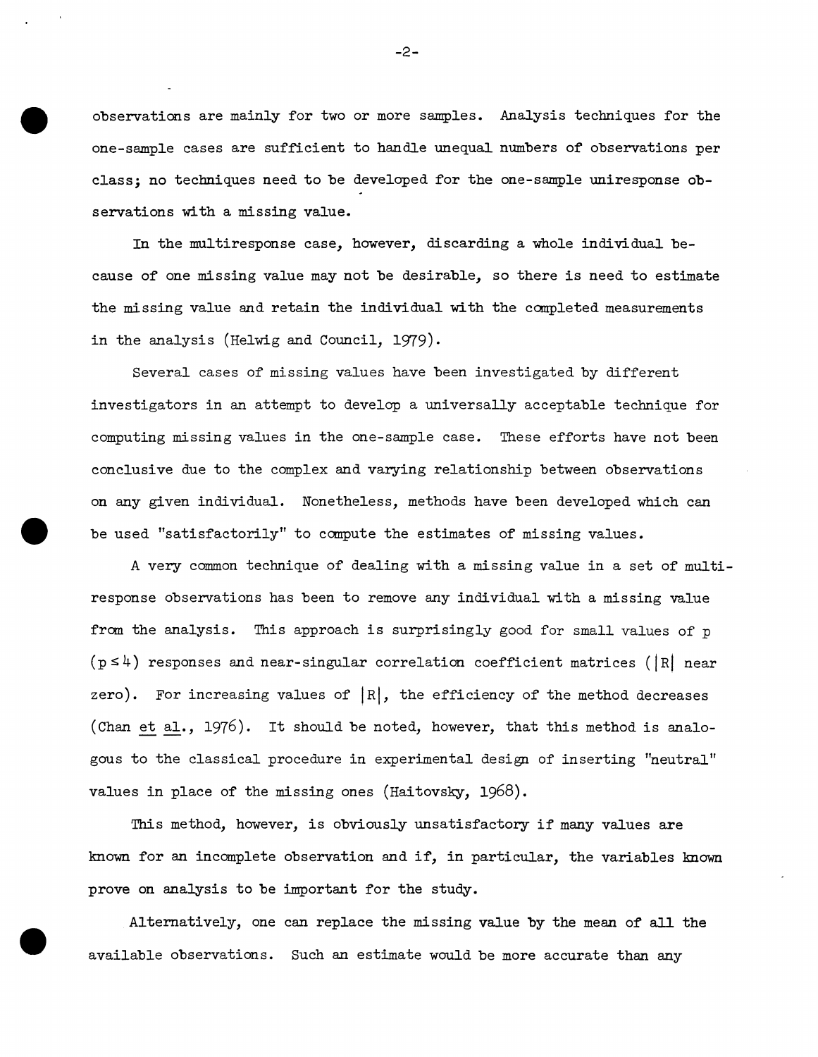observations are mainly for two or more samples. Analysis techniques for the one-sample cases are sufficient to handle unequal numbers of observations per class; no techniques need to be developed for the one-sample uniresponse observations with a missing value.

In the multiresponse case, however, discarding a whole individual because of one missing value may not be desirable, so there is need to estimate the missing value and retain the individual with the completed measurements in the analysis (Helwig and Council, 1979).

Several cases of missing values have been investigated by different investigators in an attempt to develop a universally acceptable technique for computing missing values in the one-sample case. These efforts have not been conclusive due to the complex and varying relationship between observations on any given individual. Nonetheless, methods have been developed which can be used "satisfactorily" to compute the estimates of missing values.

A very common technique of dealing with a missing value in a set of multiresponse observations has been to remove any individual with a missing value from the analysis. This approach is surprisingly good for small values of p ($p \leq 4$) responses and near-singular correlation coefficient matrices ($|R|$ near zero). For increasing values of $|R|$, the efficiency of the method decreases (Chan et al., 1976). It should be noted, however, that this method is analogous to the classical procedure in experimental design of inserting "neutral" values in place of the missing ones (Haitovsky, 1968).

This method, however, is obviously unsatisfactory if many values are known for an incomplete observation and if, in particular, the variables known prove on analysis to be important for the study.

Alternatively, one can replace the missing value by the mean of all the available observations. Such an estimate would be more accurate than any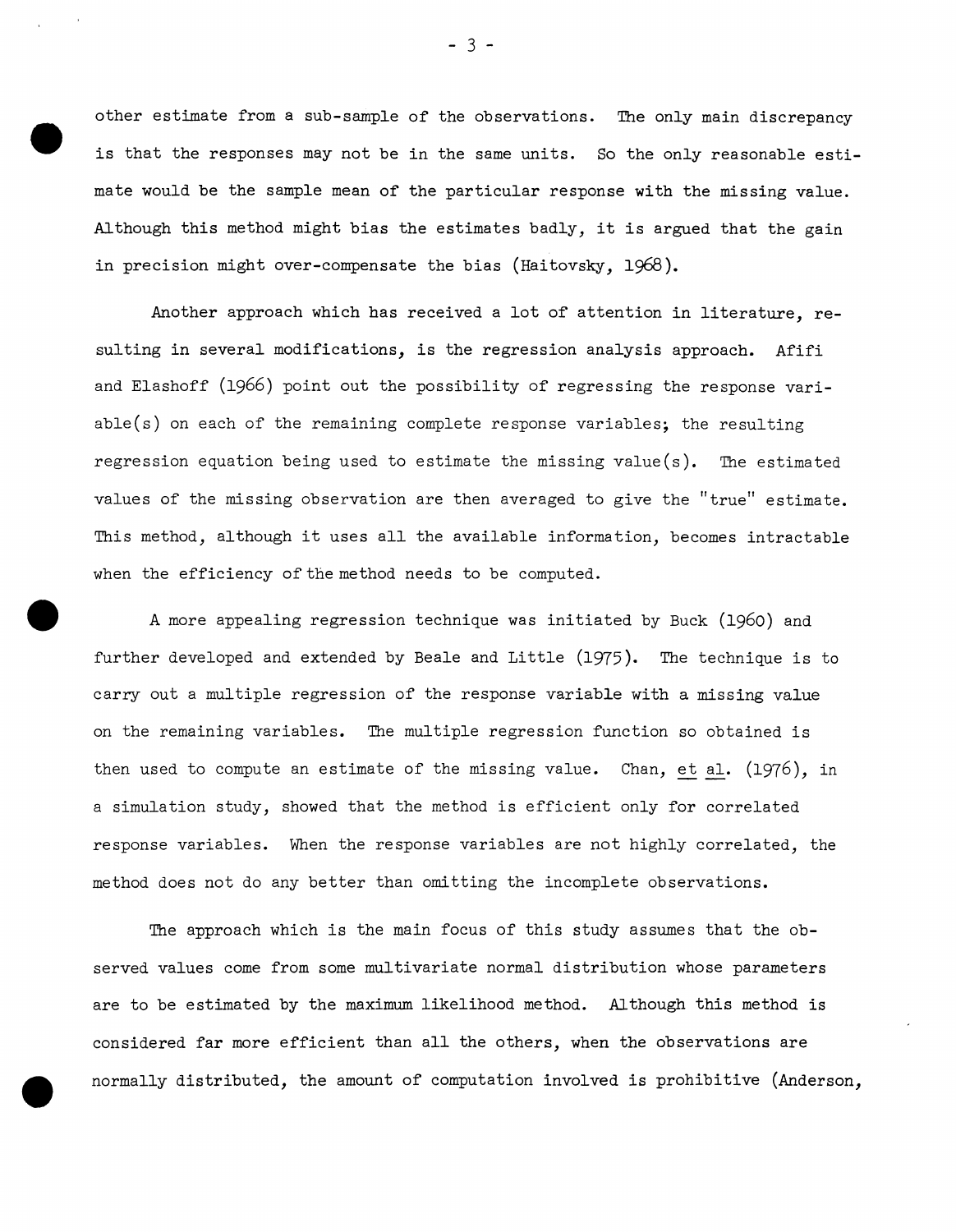other estimate from a sub-sample of the observations. The only main discrepancy is that the responses may not be in the same units. So the only reasonable estimate would be the sample mean of the particular response with the missing value. Although this method might bias the estimates badly, it is argued that the gain in precision might over-compensate the bias (Haitovsky, 1968).

Another approach which has received a lot of attention in literature, resulting in several modifications, is the regression analysis approach. Afifi and Elashoff (1966) point out the possibility of regressing the response variable(s) on each of the remaining complete response variables; the resulting regression equation being used to estimate the missing value(s). The estimated values of the missing observation are then averaged to give the "true" estimate. This method, although it uses all the available information, becomes intractable when the efficiency of the method needs to be computed.

A more appealing regression technique was initiated by Buck (1960) and further developed and extended by Beale and Little (1975). The technique is to carry out a multiple regression of the response variable with a missing value on the remaining variables. The multiple regression function so obtained is then used to compute an estimate of the missing value. Chan, et al. (1976), in a simulation study, showed that the method is efficient only for correlated response variables. When the response variables are not highly correlated, the method does not do any better than omitting the incomplete observations.

The approach which is the main focus of this study assumes that the observed values come from some multivariate normal distribution whose parameters are to be estimated by the maximum likelihood method. Although this method is considered far more efficient than all the others, when the observations are normally distributed, the amount of computation involved is prohibitive (Anderson,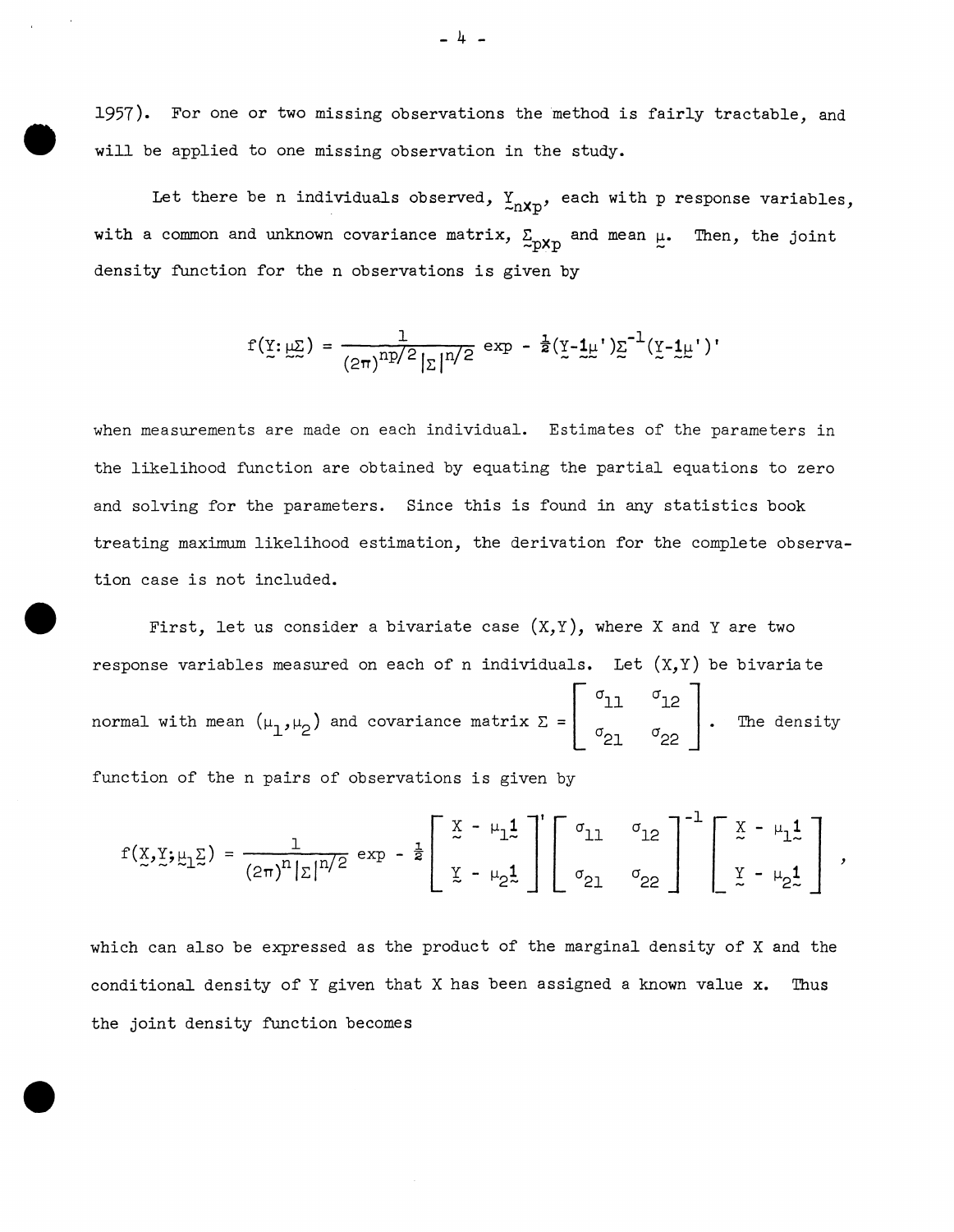1957). For one or two missing observations the method is fairly tractable, and will be applied to one missing observation in the study.

Let there be n individuals observed, $\underset{\sim}{Y}_{n\times p}$, each with p response variables, with a common and unknown covariance matrix, $\underset{\sim}{\Sigma}_{p\times p}$ and mean $\underset{\sim}{\mu}$. Then, the joint density function for the n observations is given by

$$f(\underset{\sim}{Y}:\underset{\sim}{\mu}\underset{\sim}{\Sigma}) = \frac{1}{(2\pi)^{np/2}|\Sigma|^{n/2}} \exp - \tfrac{1}{2}(\underset{\sim}{Y}-\underset{\sim}{1}\underset{\sim}{\mu}')\underset{\sim}{\Sigma}^{-1}(\underset{\sim}{Y}-\underset{\sim}{1}\underset{\sim}{\mu}')'$$

when measurements are made on each individual. Estimates of the parameters in the likelihood function are obtained by equating the partial equations to zero and solving for the parameters. Since this is found in any statistics book treating maximum likelihood estimation, the derivation for the complete observation case is not included.

First, let us consider a bivariate case (X,Y), where X and Y are two response variables measured on each of n individuals. Let (X,Y) be bivariate normal with mean $(\mu_1,\mu_2)$ and covariance matrix $\Sigma = \begin{bmatrix} \sigma_{11} & \sigma_{12} \\ \sigma_{21} & \sigma_{22} \end{bmatrix}$. The density function of the n pairs of observations is given by

$$f(\underset{\sim}{X},\underset{\sim}{Y};\underset{\sim}{\mu_1}\underset{\sim}{\Sigma}) = \frac{1}{(2\pi)^{n}|\Sigma|^{n/2}} \exp - \tfrac{1}{2}\begin{bmatrix} \underset{\sim}{X} - \mu_1\underset{\sim}{1} \\ \underset{\sim}{Y} - \mu_2\underset{\sim}{1} \end{bmatrix}' \begin{bmatrix} \sigma_{11} & \sigma_{12} \\ \sigma_{21} & \sigma_{22} \end{bmatrix}^{-1} \begin{bmatrix} \underset{\sim}{X} - \mu_1\underset{\sim}{1} \\ \underset{\sim}{Y} - \mu_2\underset{\sim}{1} \end{bmatrix} ,$$

which can also be expressed as the product of the marginal density of X and the conditional density of Y given that X has been assigned a known value x. Thus the joint density function becomes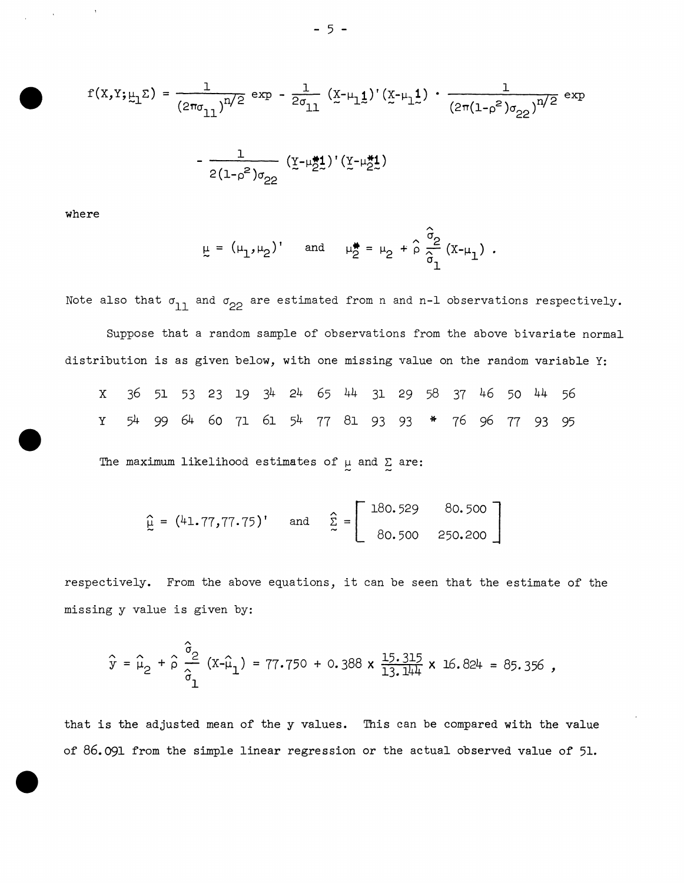$$f(X,Y;\underset{\sim}{\mu},\Sigma) = \frac{1}{(2\pi\sigma_{11})^{n/2}} \exp - \frac{1}{2\sigma_{11}} (\underset{\sim}{X}-\mu_1\underset{\sim}{1})'(\underset{\sim}{X}-\mu_1\underset{\sim}{1}) \cdot \frac{1}{(2\pi(1-\rho^2)\sigma_{22})^{n/2}} \exp$$

$$- \frac{1}{2(1-\rho^2)\sigma_{22}} (\underset{\sim}{Y}-\mu_2^*\underset{\sim}{1})'(\underset{\sim}{Y}-\mu_2^*\underset{\sim}{1})$$

where

$$\underset{\sim}{\mu} = (\mu_1,\mu_2)' \quad \text{and} \quad \mu_2^* = \mu_2 + \hat{\rho}\,\frac{\hat{\sigma}_2}{\hat{\sigma}_1}(X-\mu_1) .$$

Note also that $\sigma_{11}$ and $\sigma_{22}$ are estimated from n and n-1 observations respectively.

Suppose that a random sample of observations from the above bivariate normal distribution is as given below, with one missing value on the random variable Y:

| X | 36 | 51 | 53 | 23 | 19 | 34 | 24 | 65 | 44 | 31 | 29 | 58 | 37 | 46 | 50 | 44 | 56 |
|---|---|---|---|---|---|---|---|---|---|---|---|---|---|---|---|---|---|
| Y | 54 | 99 | 64 | 60 | 71 | 61 | 54 | 77 | 81 | 93 | 93 | * | 76 | 96 | 77 | 93 | 95 |

The maximum likelihood estimates of $\underset{\sim}{\mu}$ and $\underset{\sim}{\Sigma}$ are:

$$\hat{\underset{\sim}{\mu}} = (41.77, 77.75)' \quad \text{and} \quad \hat{\underset{\sim}{\Sigma}} = \begin{bmatrix} 180.529 & 80.500 \\ 80.500 & 250.200 \end{bmatrix}$$

respectively. From the above equations, it can be seen that the estimate of the missing y value is given by:

$$\hat{y} = \hat{\mu}_2 + \hat{\rho}\,\frac{\hat{\sigma}_2}{\hat{\sigma}_1}(X-\hat{\mu}_1) = 77.750 + 0.388 \times \frac{15.315}{13.144} \times 16.824 = 85.356 ,$$

that is the adjusted mean of the y values. This can be compared with the value of 86.091 from the simple linear regression or the actual observed value of 51.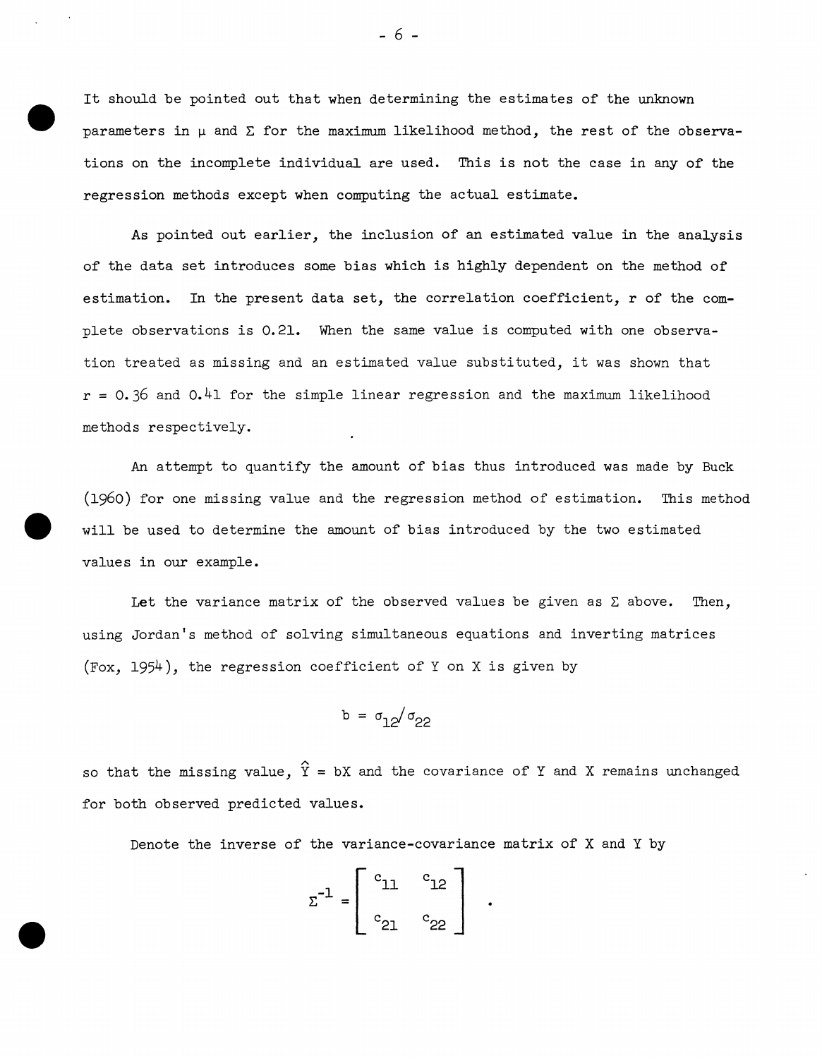It should be pointed out that when determining the estimates of the unknown parameters in $\mu$ and $\Sigma$ for the maximum likelihood method, the rest of the observations on the incomplete individual are used. This is not the case in any of the regression methods except when computing the actual estimate.

As pointed out earlier, the inclusion of an estimated value in the analysis of the data set introduces some bias which is highly dependent on the method of estimation. In the present data set, the correlation coefficient, r of the complete observations is 0.21. When the same value is computed with one observation treated as missing and an estimated value substituted, it was shown that $r = 0.36$ and 0.41 for the simple linear regression and the maximum likelihood methods respectively.

An attempt to quantify the amount of bias thus introduced was made by Buck (1960) for one missing value and the regression method of estimation. This method will be used to determine the amount of bias introduced by the two estimated values in our example.

Let the variance matrix of the observed values be given as $\Sigma$ above. Then, using Jordan's method of solving simultaneous equations and inverting matrices (Fox, 1954), the regression coefficient of Y on X is given by

$$b = \sigma_{12}/\sigma_{22}$$

so that the missing value, $\hat{Y} = bX$ and the covariance of Y and X remains unchanged for both observed predicted values.

Denote the inverse of the variance-covariance matrix of X and Y by

$$\Sigma^{-1} = \begin{bmatrix} c_{11} & c_{12} \\ c_{21} & c_{22} \end{bmatrix} .$$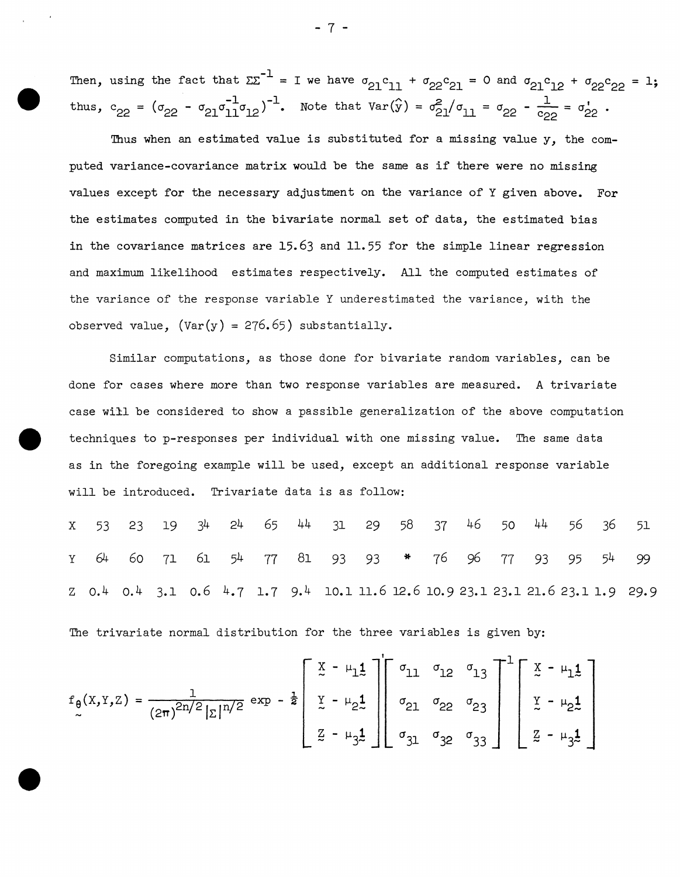Then, using the fact that $\Sigma\Sigma^{-1} = I$ we have $\sigma_{21}c_{11} + \sigma_{22}c_{21} = 0$ and $\sigma_{21}c_{12} + \sigma_{22}c_{22} = 1$; thus, $c_{22} = (\sigma_{22} - \sigma_{21}\sigma_{11}^{-1}\sigma_{12})^{-1}$. Note that $\text{Var}(\hat{y}) = \sigma_{21}^2/\sigma_{11} = \sigma_{22} - \frac{1}{c_{22}} = \sigma_{22}'$ .

Thus when an estimated value is substituted for a missing value y, the computed variance-covariance matrix would be the same as if there were no missing values except for the necessary adjustment on the variance of Y given above. For the estimates computed in the bivariate normal set of data, the estimated bias in the covariance matrices are 15.63 and 11.55 for the simple linear regression and maximum likelihood estimates respectively. All the computed estimates of the variance of the response variable Y underestimated the variance, with the observed value, $(\text{Var}(y) = 276.65)$ substantially.

Similar computations, as those done for bivariate random variables, can be done for cases where more than two response variables are measured. A trivariate case will be considered to show a passible generalization of the above computation techniques to p-responses per individual with one missing value. The same data as in the foregoing example will be used, except an additional response variable will be introduced. Trivariate data is as follow:

| X | 53 | 23 | 19 | 34 | 24 | 65 | 44 | 31 | 29 | 58 | 37 | 46 | 50 | 44 | 56 | 36 | 51 |
|---|---|---|---|---|---|---|---|---|---|---|---|---|---|---|---|---|---|
| Y | 64 | 60 | 71 | 61 | 54 | 77 | 81 | 93 | 93 | * | 76 | 96 | 77 | 93 | 95 | 54 | 99 |
| Z | 0.4 | 0.4 | 3.1 | 0.6 | 4.7 | 1.7 | 9.4 | 10.1 | 11.6 | 12.6 | 10.9 | 23.1 | 23.1 | 21.6 | 23.1 | 1.9 | 29.9 |

The trivariate normal distribution for the three variables is given by:

$$f_{\underset{\sim}{\theta}}(X,Y,Z) = \frac{1}{(2\pi)^{2n/2}|\Sigma|^{n/2}} \exp - \tfrac{1}{2} \begin{bmatrix} \underset{\sim}{X} - \mu_1\underset{\sim}{1} \\ \underset{\sim}{Y} - \mu_2\underset{\sim}{1} \\ \underset{\sim}{Z} - \mu_3\underset{\sim}{1} \end{bmatrix}' \begin{bmatrix} \sigma_{11} & \sigma_{12} & \sigma_{13} \\ \sigma_{21} & \sigma_{22} & \sigma_{23} \\ \sigma_{31} & \sigma_{32} & \sigma_{33} \end{bmatrix}^{-1} \begin{bmatrix} \underset{\sim}{X} - \mu_1\underset{\sim}{1} \\ \underset{\sim}{Y} - \mu_2\underset{\sim}{1} \\ \underset{\sim}{Z} - \mu_3\underset{\sim}{1} \end{bmatrix}$$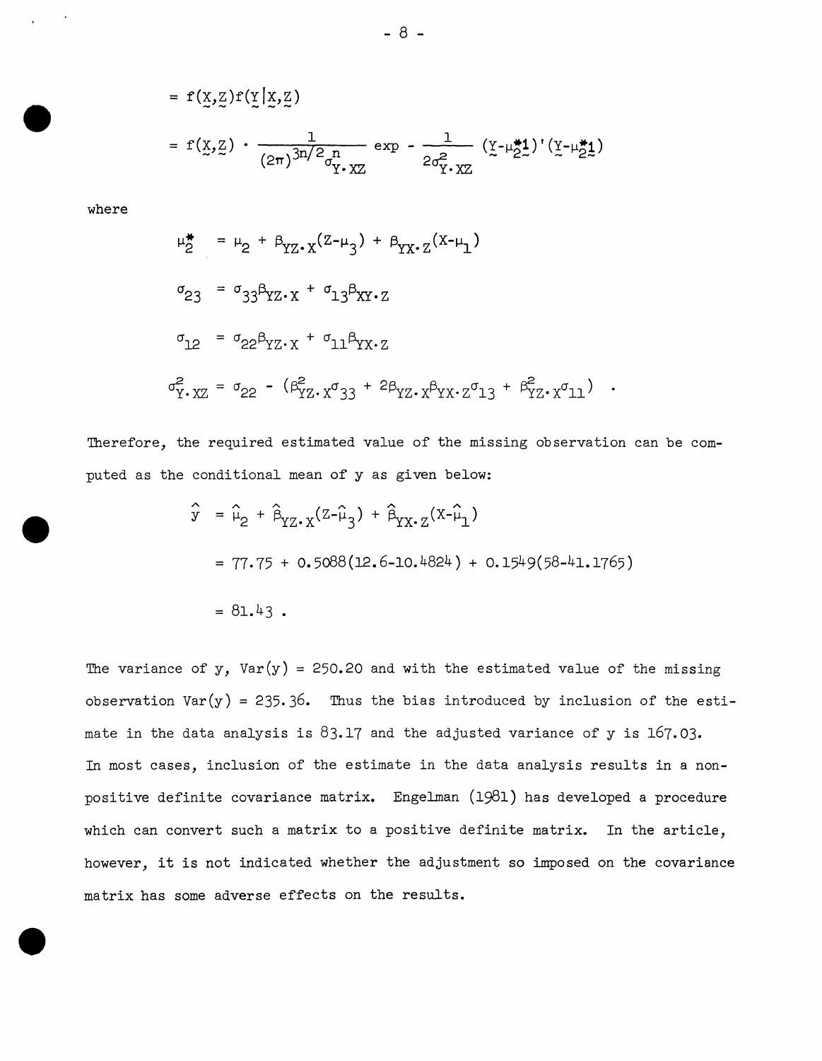$$= f(\underset{\sim}{X},\underset{\sim}{Z})f(\underset{\sim}{Y}|\underset{\sim}{X},\underset{\sim}{Z})$$

$$= f(\underset{\sim}{X},\underset{\sim}{Z}) \cdot \frac{1}{(2\pi)^{3n/2}\sigma^n_{Y\cdot XZ}} \exp - \frac{1}{2\sigma^2_{Y\cdot XZ}} (\underset{\sim}{Y}-\mu^*_2\underset{\sim}{1})'(\underset{\sim}{Y}-\mu^*_2\underset{\sim}{1})$$

where

$$\mu^*_2 = \mu_2 + \beta_{YZ\cdot X}(Z-\mu_3) + \beta_{YX\cdot Z}(X-\mu_1)$$

$$\sigma_{23} = \sigma_{33}\beta_{YZ\cdot X} + \sigma_{13}\beta_{XY\cdot Z}$$

$$\sigma_{12} = \sigma_{22}\beta_{YZ\cdot X} + \sigma_{11}\beta_{YX\cdot Z}$$

$$\sigma^2_{Y\cdot XZ} = \sigma_{22} - (\beta^2_{YZ\cdot X}\sigma_{33} + 2\beta_{YZ\cdot X}\beta_{YX\cdot Z}\sigma_{13} + \beta^2_{YZ\cdot X}\sigma_{11}) \ .$$

Therefore, the required estimated value of the missing observation can be computed as the conditional mean of y as given below:

$$\hat{y} = \hat{\mu}_2 + \hat{\beta}_{YZ\cdot X}(Z-\hat{\mu}_3) + \hat{\beta}_{YX\cdot Z}(X-\hat{\mu}_1)$$

$$= 77.75 + 0.5088(12.6-10.4824) + 0.1549(58-41.1765)$$

$$= 81.43 \ .$$

The variance of y, Var(y) = 250.20 and with the estimated value of the missing observation Var(y) = 235.36. Thus the bias introduced by inclusion of the estimate in the data analysis is 83.17 and the adjusted variance of y is 167.03. In most cases, inclusion of the estimate in the data analysis results in a non-positive definite covariance matrix. Engelman (1981) has developed a procedure which can convert such a matrix to a positive definite matrix. In the article, however, it is not indicated whether the adjustment so imposed on the covariance matrix has some adverse effects on the results.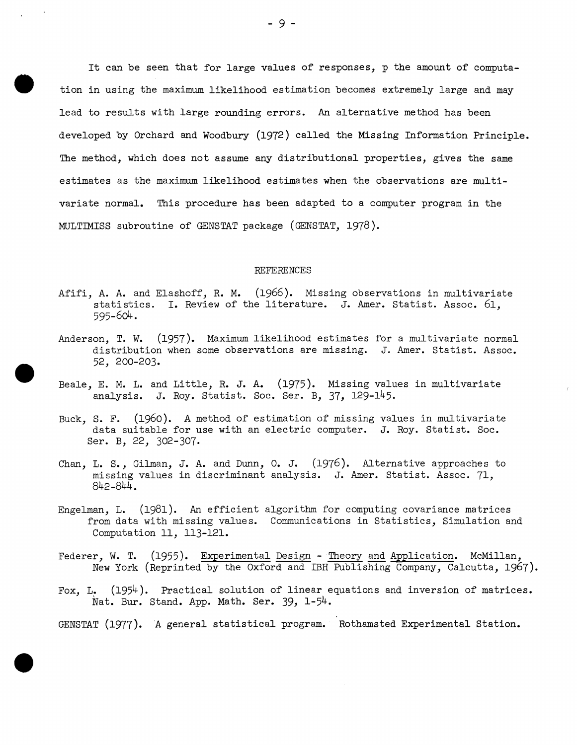It can be seen that for large values of responses, p the amount of computation in using the maximum likelihood estimation becomes extremely large and may lead to results with large rounding errors. An alternative method has been developed by Orchard and Woodbury (1972) called the Missing Information Principle. The method, which does not assume any distributional properties, gives the same estimates as the maximum likelihood estimates when the observations are multivariate normal. This procedure has been adapted to a computer program in the MULTIMISS subroutine of GENSTAT package (GENSTAT, 1978).

## REFERENCES

Afifi, A. A. and Elashoff, R. M. (1966). Missing observations in multivariate statistics. I. Review of the literature. J. Amer. Statist. Assoc. 61, 595-604.

Anderson, T. W. (1957). Maximum likelihood estimates for a multivariate normal distribution when some observations are missing. J. Amer. Statist. Assoc. 52, 200-203.

Beale, E. M. L. and Little, R. J. A. (1975). Missing values in multivariate analysis. J. Roy. Statist. Soc. Ser. B, 37, 129-145.

Buck, S. F. (1960). A method of estimation of missing values in multivariate data suitable for use with an electric computer. J. Roy. Statist. Soc. Ser. B, 22, 302-307.

Chan, L. S., Gilman, J. A. and Dunn, O. J. (1976). Alternative approaches to missing values in discriminant analysis. J. Amer. Statist. Assoc. 71, 842-844.

Engelman, L. (1981). An efficient algorithm for computing covariance matrices from data with missing values. Communications in Statistics, Simulation and Computation 11, 113-121.

Federer, W. T. (1955). Experimental Design - Theory and Application. McMillan, New York (Reprinted by the Oxford and IBH Publishing Company, Calcutta, 1967).

Fox, L. (1954). Practical solution of linear equations and inversion of matrices. Nat. Bur. Stand. App. Math. Ser. 39, 1-54.

GENSTAT (1977). A general statistical program. Rothamsted Experimental Station.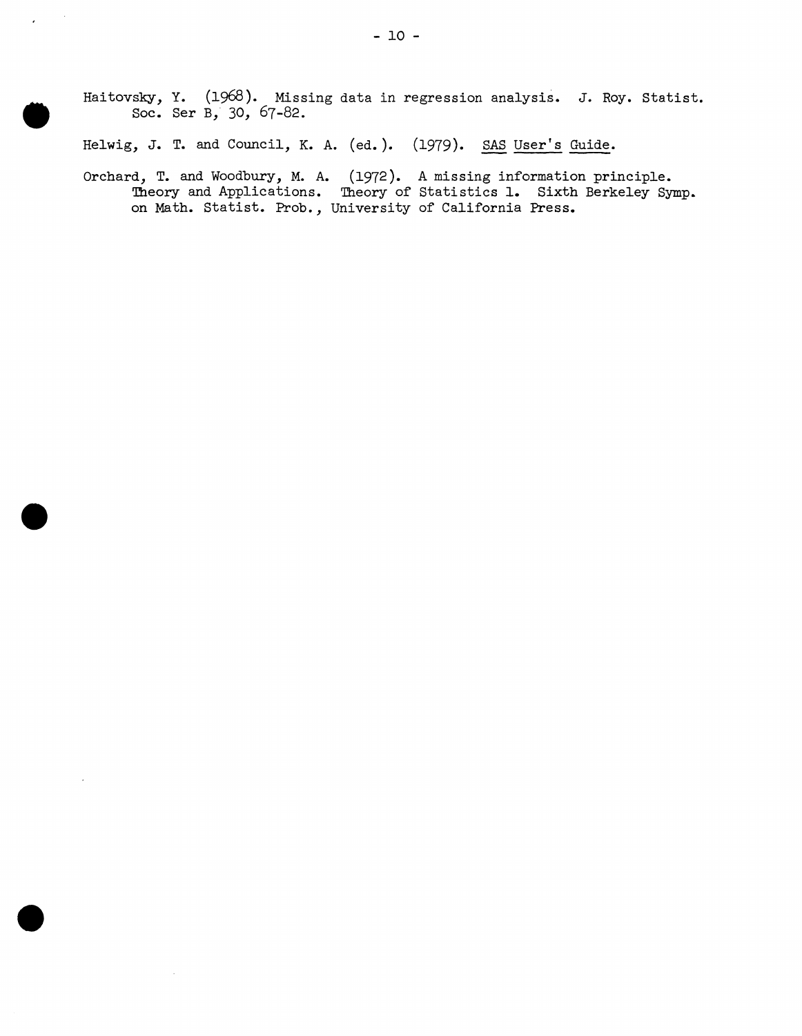Haitovsky, Y. (1968). Missing data in regression analysis. J. Roy. Statist. Soc. Ser B, 30, 67-82.

Helwig, J. T. and Council, K. A. (ed.). (1979). SAS User's Guide.

Orchard, T. and Woodbury, M. A. (1972). A missing information principle. Theory and Applications. Theory of Statistics 1. Sixth Berkeley Symp. on Math. Statist. Prob., University of California Press.